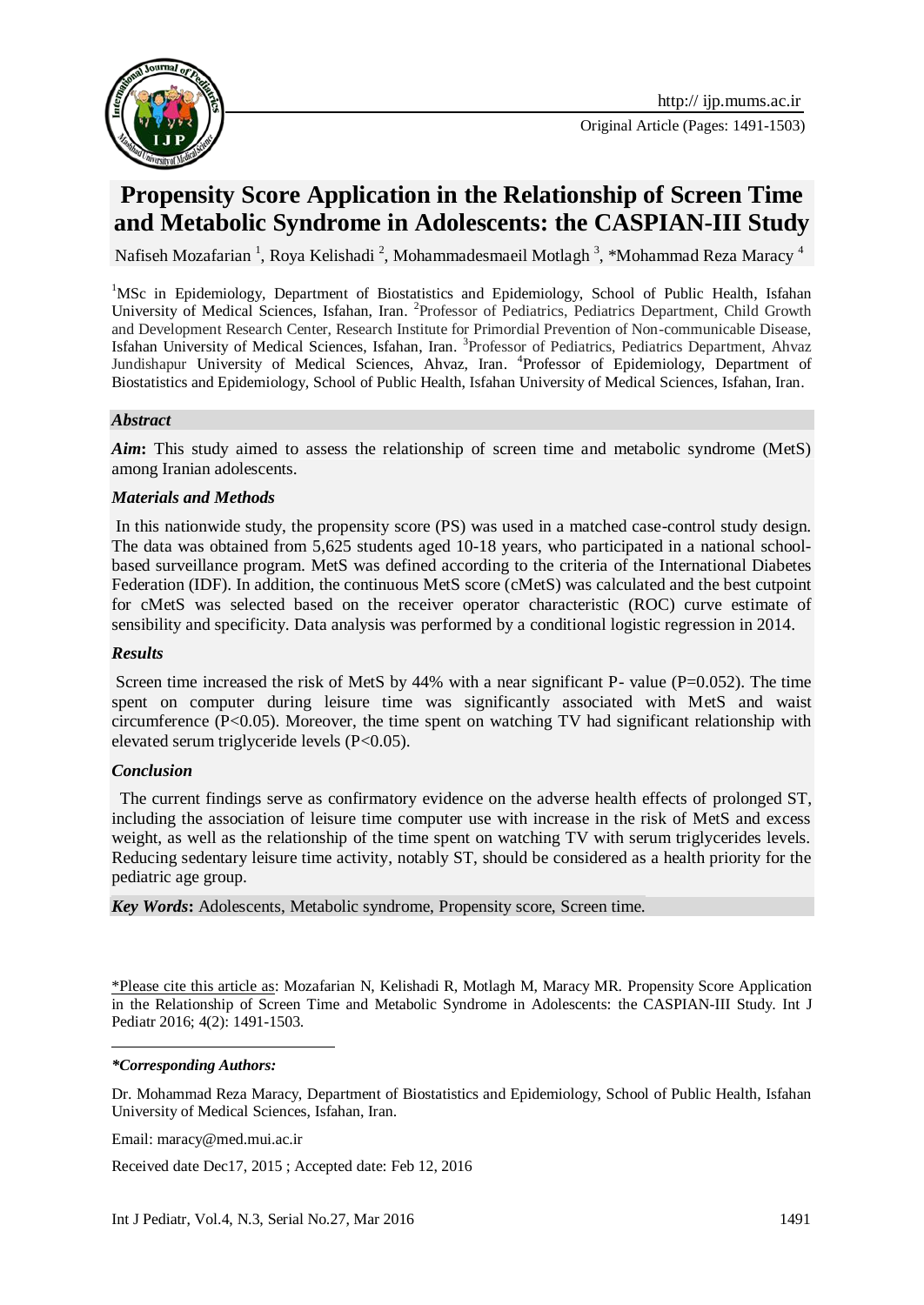# Propensity Score Application in the Relationship of Screen Time and Metabolic Syndrome in Adolescents: the CASPIAN-III Study

Nafiseh Mozafarian [1], Roya Kelishadi [2], Mohammadesmaeil Motlagh [3], *Mohammad Reza Maracy [4]

[1]MSc in Epidemiology, Department of Biostatistics and Epidemiology, School of Public Health, Isfahan University of Medical Sciences, Isfahan, Iran. [2]Professor of Pediatrics, Pediatrics Department, Child Growth and Development Research Center, Research Institute for Primordial Prevention of Non-communicable Disease, Isfahan University of Medical Sciences, Isfahan, Iran. [3]Professor of Pediatrics, Pediatrics Department, Ahvaz Jundishapur University of Medical Sciences, Ahvaz, Iran. [4]Professor of Epidemiology, Department of Biostatistics and Epidemiology, School of Public Health, Isfahan University of Medical Sciences, Isfahan, Iran.

### *Abstract*

***Aim*:** This study aimed to assess the relationship of screen time and metabolic syndrome (MetS) among Iranian adolescents.

#### *Materials and Methods*

In this nationwide study, the propensity score (PS) was used in a matched case-control study design. The data was obtained from 5,625 students aged 10-18 years, who participated in a national school-based surveillance program. MetS was defined according to the criteria of the International Diabetes Federation (IDF). In addition, the continuous MetS score (cMetS) was calculated and the best cutpoint for cMetS was selected based on the receiver operator characteristic (ROC) curve estimate of sensibility and specificity. Data analysis was performed by a conditional logistic regression in 2014.

#### *Results*

Screen time increased the risk of MetS by 44% with a near significant P- value (P=0.052). The time spent on computer during leisure time was significantly associated with MetS and waist circumference (P<0.05). Moreover, the time spent on watching TV had significant relationship with elevated serum triglyceride levels (P<0.05).

#### *Conclusion*

The current findings serve as confirmatory evidence on the adverse health effects of prolonged ST, including the association of leisure time computer use with increase in the risk of MetS and excess weight, as well as the relationship of the time spent on watching TV with serum triglycerides levels. Reducing sedentary leisure time activity, notably ST, should be considered as a health priority for the pediatric age group.

***Key Words*:** Adolescents, Metabolic syndrome, Propensity score, Screen time.

*Please cite this article as: Mozafarian N, Kelishadi R, Motlagh M, Maracy MR. Propensity Score Application in the Relationship of Screen Time and Metabolic Syndrome in Adolescents: the CASPIAN-III Study. Int J Pediatr 2016; 4(2): 1491-1503.

***\*Corresponding Authors:***

Dr. Mohammad Reza Maracy, Department of Biostatistics and Epidemiology, School of Public Health, Isfahan University of Medical Sciences, Isfahan, Iran.

Email: maracy@med.mui.ac.ir

Received date Dec17, 2015 ; Accepted date: Feb 12, 2016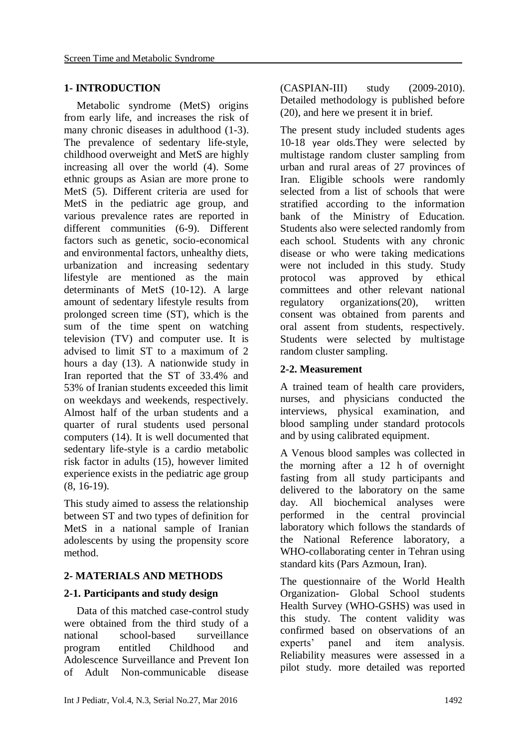## 1- INTRODUCTION

Metabolic syndrome (MetS) origins from early life, and increases the risk of many chronic diseases in adulthood (1-3). The prevalence of sedentary life-style, childhood overweight and MetS are highly increasing all over the world (4). Some ethnic groups as Asian are more prone to MetS (5). Different criteria are used for MetS in the pediatric age group, and various prevalence rates are reported in different communities (6-9). Different factors such as genetic, socio-economical and environmental factors, unhealthy diets, urbanization and increasing sedentary lifestyle are mentioned as the main determinants of MetS (10-12). A large amount of sedentary lifestyle results from prolonged screen time (ST), which is the sum of the time spent on watching television (TV) and computer use. It is advised to limit ST to a maximum of 2 hours a day (13). A nationwide study in Iran reported that the ST of 33.4% and 53% of Iranian students exceeded this limit on weekdays and weekends, respectively. Almost half of the urban students and a quarter of rural students used personal computers (14). It is well documented that sedentary life-style is a cardio metabolic risk factor in adults (15), however limited experience exists in the pediatric age group (8, 16-19).

This study aimed to assess the relationship between ST and two types of definition for MetS in a national sample of Iranian adolescents by using the propensity score method.

## 2- MATERIALS AND METHODS

### 2-1. Participants and study design

Data of this matched case-control study were obtained from the third study of a national school-based surveillance program entitled Childhood and Adolescence Surveillance and Prevent Ion of Adult Non-communicable disease (CASPIAN-III) study (2009-2010). Detailed methodology is published before (20), and here we present it in brief.

The present study included students ages 10-18 year olds.They were selected by multistage random cluster sampling from urban and rural areas of 27 provinces of Iran. Eligible schools were randomly selected from a list of schools that were stratified according to the information bank of the Ministry of Education. Students also were selected randomly from each school. Students with any chronic disease or who were taking medications were not included in this study. Study protocol was approved by ethical committees and other relevant national regulatory organizations(20), written consent was obtained from parents and oral assent from students, respectively. Students were selected by multistage random cluster sampling.

### 2-2. Measurement

A trained team of health care providers, nurses, and physicians conducted the interviews, physical examination, and blood sampling under standard protocols and by using calibrated equipment.

A Venous blood samples was collected in the morning after a 12 h of overnight fasting from all study participants and delivered to the laboratory on the same day. All biochemical analyses were performed in the central provincial laboratory which follows the standards of the National Reference laboratory, a WHO-collaborating center in Tehran using standard kits (Pars Azmoun, Iran).

The questionnaire of the World Health Organization- Global School students Health Survey (WHO-GSHS) was used in this study. The content validity was confirmed based on observations of an experts' panel and item analysis. Reliability measures were assessed in a pilot study. more detailed was reported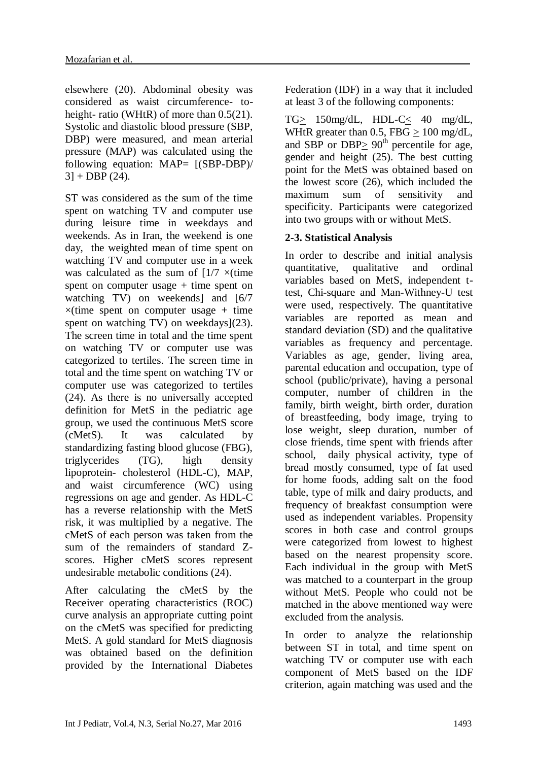elsewhere (20). Abdominal obesity was considered as waist circumference- to-height- ratio (WHtR) of more than 0.5(21). Systolic and diastolic blood pressure (SBP, DBP) were measured, and mean arterial pressure (MAP) was calculated using the following equation: MAP= [(SBP-DBP)/ 3] + DBP (24).

ST was considered as the sum of the time spent on watching TV and computer use during leisure time in weekdays and weekends. As in Iran, the weekend is one day, the weighted mean of time spent on watching TV and computer use in a week was calculated as the sum of [1/7 ×(time spent on computer usage + time spent on watching TV) on weekends] and [6/7 ×(time spent on computer usage + time spent on watching TV) on weekdays](23). The screen time in total and the time spent on watching TV or computer use was categorized to tertiles. The screen time in total and the time spent on watching TV or computer use was categorized to tertiles (24). As there is no universally accepted definition for MetS in the pediatric age group, we used the continuous MetS score (cMetS). It was calculated by standardizing fasting blood glucose (FBG), triglycerides (TG), high density lipoprotein- cholesterol (HDL-C), MAP, and waist circumference (WC) using regressions on age and gender. As HDL-C has a reverse relationship with the MetS risk, it was multiplied by a negative. The cMetS of each person was taken from the sum of the remainders of standard Z-scores. Higher cMetS scores represent undesirable metabolic conditions (24).

After calculating the cMetS by the Receiver operating characteristics (ROC) curve analysis an appropriate cutting point on the cMetS was specified for predicting MetS. A gold standard for MetS diagnosis was obtained based on the definition provided by the International Diabetes Federation (IDF) in a way that it included at least 3 of the following components:

TG≥ 150mg/dL, HDL-C≤ 40 mg/dL, WHtR greater than 0.5, FBG ≥ 100 mg/dL, and SBP or DBP≥ 90th percentile for age, gender and height (25). The best cutting point for the MetS was obtained based on the lowest score (26), which included the maximum sum of sensitivity and specificity. Participants were categorized into two groups with or without MetS.

### 2-3. Statistical Analysis

In order to describe and initial analysis quantitative, qualitative and ordinal variables based on MetS, independent t-test, Chi-square and Man-Withney-U test were used, respectively. The quantitative variables are reported as mean and standard deviation (SD) and the qualitative variables as frequency and percentage. Variables as age, gender, living area, parental education and occupation, type of school (public/private), having a personal computer, number of children in the family, birth weight, birth order, duration of breastfeeding, body image, trying to lose weight, sleep duration, number of close friends, time spent with friends after school, daily physical activity, type of bread mostly consumed, type of fat used for home foods, adding salt on the food table, type of milk and dairy products, and frequency of breakfast consumption were used as independent variables. Propensity scores in both case and control groups were categorized from lowest to highest based on the nearest propensity score. Each individual in the group with MetS was matched to a counterpart in the group without MetS. People who could not be matched in the above mentioned way were excluded from the analysis.

In order to analyze the relationship between ST in total, and time spent on watching TV or computer use with each component of MetS based on the IDF criterion, again matching was used and the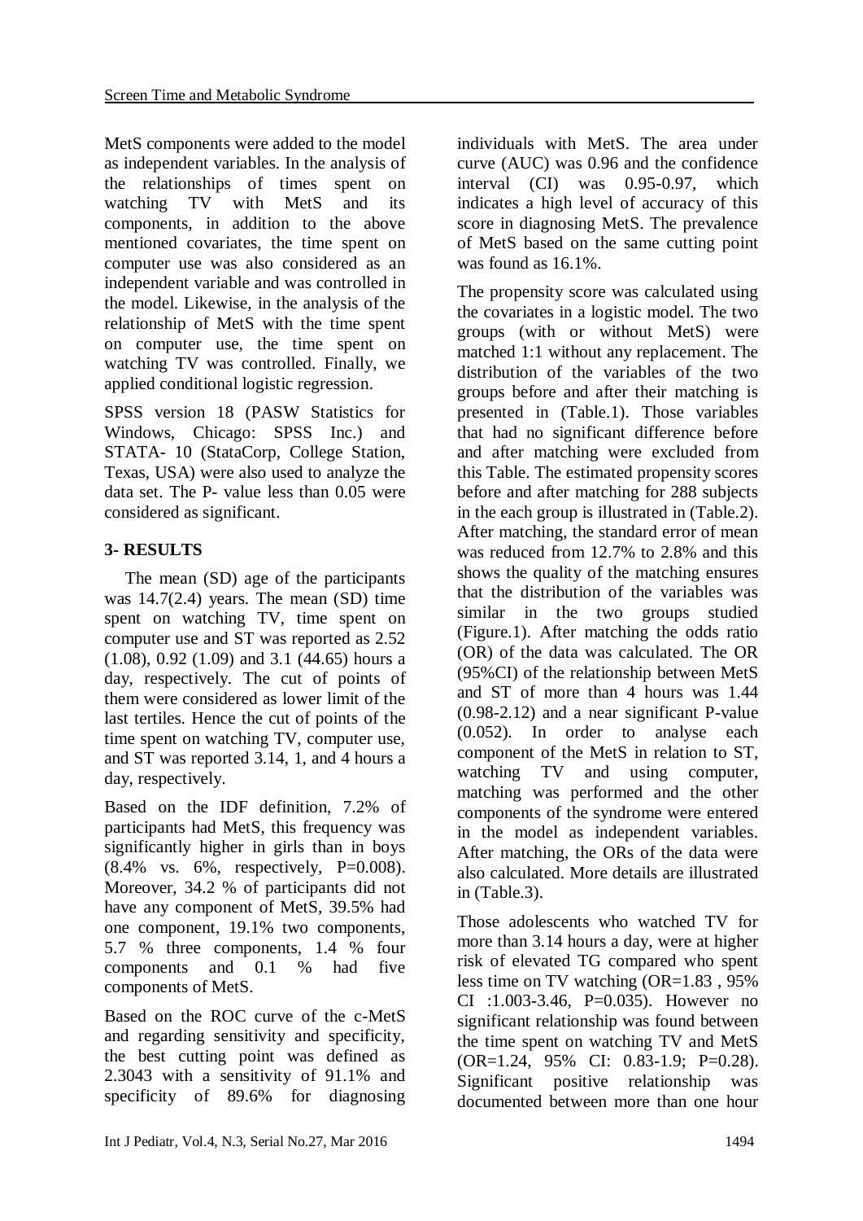MetS components were added to the model as independent variables. In the analysis of the relationships of times spent on watching TV with MetS and its components, in addition to the above mentioned covariates, the time spent on computer use was also considered as an independent variable and was controlled in the model. Likewise, in the analysis of the relationship of MetS with the time spent on computer use, the time spent on watching TV was controlled. Finally, we applied conditional logistic regression.

SPSS version 18 (PASW Statistics for Windows, Chicago: SPSS Inc.) and STATA- 10 (StataCorp, College Station, Texas, USA) were also used to analyze the data set. The P- value less than 0.05 were considered as significant.

## 3- RESULTS

The mean (SD) age of the participants was 14.7(2.4) years. The mean (SD) time spent on watching TV, time spent on computer use and ST was reported as 2.52 (1.08), 0.92 (1.09) and 3.1 (44.65) hours a day, respectively. The cut of points of them were considered as lower limit of the last tertiles. Hence the cut of points of the time spent on watching TV, computer use, and ST was reported 3.14, 1, and 4 hours a day, respectively.

Based on the IDF definition, 7.2% of participants had MetS, this frequency was significantly higher in girls than in boys (8.4% vs. 6%, respectively, P=0.008). Moreover, 34.2 % of participants did not have any component of MetS, 39.5% had one component, 19.1% two components, 5.7 % three components, 1.4 % four components and 0.1 % had five components of MetS.

Based on the ROC curve of the c-MetS and regarding sensitivity and specificity, the best cutting point was defined as 2.3043 with a sensitivity of 91.1% and specificity of 89.6% for diagnosing individuals with MetS. The area under curve (AUC) was 0.96 and the confidence interval (CI) was 0.95-0.97, which indicates a high level of accuracy of this score in diagnosing MetS. The prevalence of MetS based on the same cutting point was found as 16.1%.

The propensity score was calculated using the covariates in a logistic model. The two groups (with or without MetS) were matched 1:1 without any replacement. The distribution of the variables of the two groups before and after their matching is presented in (Table.1). Those variables that had no significant difference before and after matching were excluded from this Table. The estimated propensity scores before and after matching for 288 subjects in the each group is illustrated in (Table.2). After matching, the standard error of mean was reduced from 12.7% to 2.8% and this shows the quality of the matching ensures that the distribution of the variables was similar in the two groups studied (Figure.1). After matching the odds ratio (OR) of the data was calculated. The OR (95%CI) of the relationship between MetS and ST of more than 4 hours was 1.44 (0.98-2.12) and a near significant P-value (0.052). In order to analyse each component of the MetS in relation to ST, watching TV and using computer, matching was performed and the other components of the syndrome were entered in the model as independent variables. After matching, the ORs of the data were also calculated. More details are illustrated in (Table.3).

Those adolescents who watched TV for more than 3.14 hours a day, were at higher risk of elevated TG compared who spent less time on TV watching (OR=1.83 , 95% CI :1.003-3.46, P=0.035). However no significant relationship was found between the time spent on watching TV and MetS (OR=1.24, 95% CI: 0.83-1.9; P=0.28). Significant positive relationship was documented between more than one hour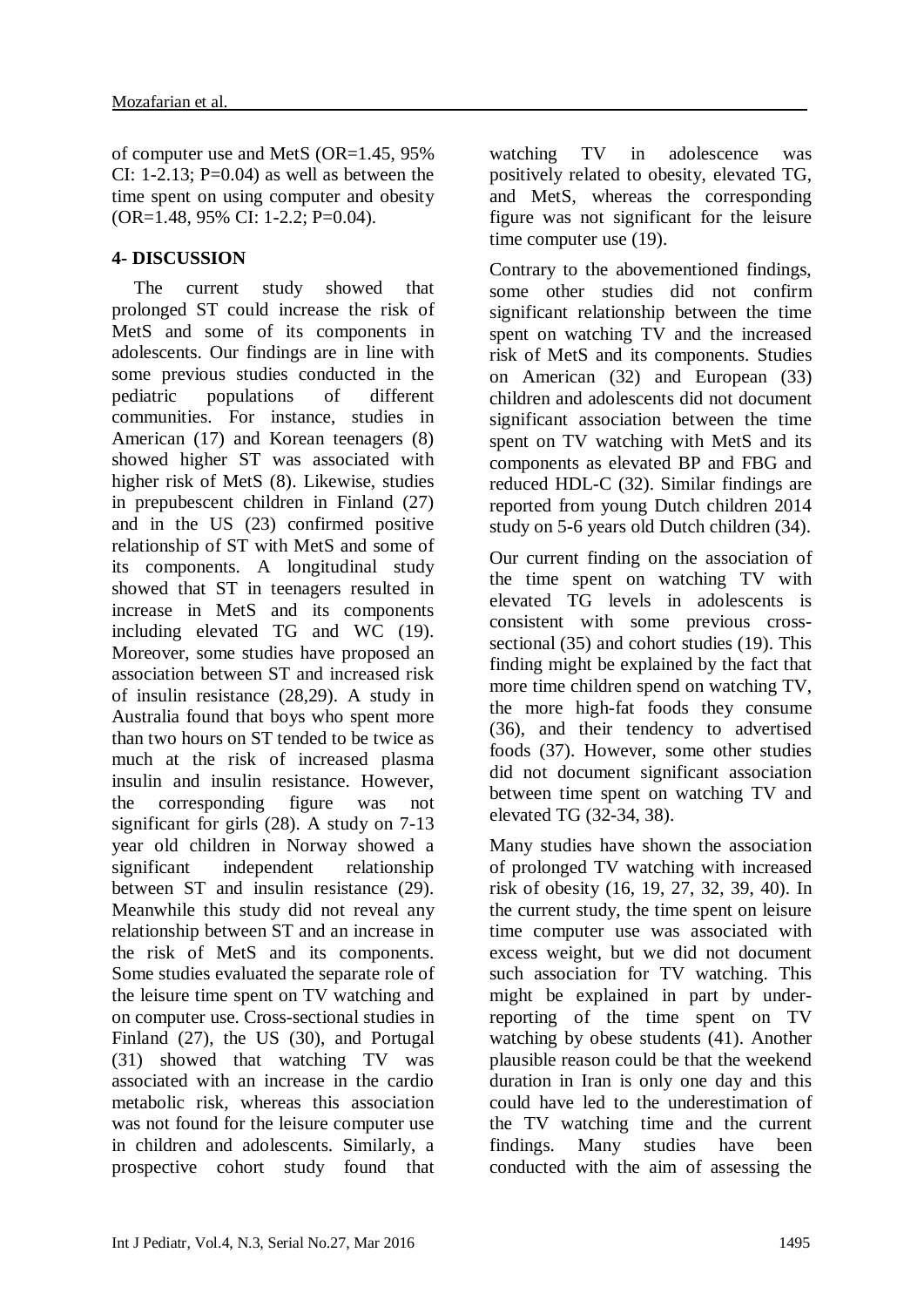of computer use and MetS (OR=1.45, 95% CI: 1-2.13; P=0.04) as well as between the time spent on using computer and obesity (OR=1.48, 95% CI: 1-2.2; P=0.04).

## 4- DISCUSSION

The current study showed that prolonged ST could increase the risk of MetS and some of its components in adolescents. Our findings are in line with some previous studies conducted in the pediatric populations of different communities. For instance, studies in American (17) and Korean teenagers (8) showed higher ST was associated with higher risk of MetS (8). Likewise, studies in prepubescent children in Finland (27) and in the US (23) confirmed positive relationship of ST with MetS and some of its components. A longitudinal study showed that ST in teenagers resulted in increase in MetS and its components including elevated TG and WC (19). Moreover, some studies have proposed an association between ST and increased risk of insulin resistance (28,29). A study in Australia found that boys who spent more than two hours on ST tended to be twice as much at the risk of increased plasma insulin and insulin resistance. However, the corresponding figure was not significant for girls (28). A study on 7-13 year old children in Norway showed a significant independent relationship between ST and insulin resistance (29). Meanwhile this study did not reveal any relationship between ST and an increase in the risk of MetS and its components. Some studies evaluated the separate role of the leisure time spent on TV watching and on computer use. Cross-sectional studies in Finland (27), the US (30), and Portugal (31) showed that watching TV was associated with an increase in the cardio metabolic risk, whereas this association was not found for the leisure computer use in children and adolescents. Similarly, a prospective cohort study found that watching TV in adolescence was positively related to obesity, elevated TG, and MetS, whereas the corresponding figure was not significant for the leisure time computer use (19).

Contrary to the abovementioned findings, some other studies did not confirm significant relationship between the time spent on watching TV and the increased risk of MetS and its components. Studies on American (32) and European (33) children and adolescents did not document significant association between the time spent on TV watching with MetS and its components as elevated BP and FBG and reduced HDL-C (32). Similar findings are reported from young Dutch children 2014 study on 5-6 years old Dutch children (34).

Our current finding on the association of the time spent on watching TV with elevated TG levels in adolescents is consistent with some previous cross-sectional (35) and cohort studies (19). This finding might be explained by the fact that more time children spend on watching TV, the more high-fat foods they consume (36), and their tendency to advertised foods (37). However, some other studies did not document significant association between time spent on watching TV and elevated TG (32-34, 38).

Many studies have shown the association of prolonged TV watching with increased risk of obesity (16, 19, 27, 32, 39, 40). In the current study, the time spent on leisure time computer use was associated with excess weight, but we did not document such association for TV watching. This might be explained in part by under-reporting of the time spent on TV watching by obese students (41). Another plausible reason could be that the weekend duration in Iran is only one day and this could have led to the underestimation of the TV watching time and the current findings. Many studies have been conducted with the aim of assessing the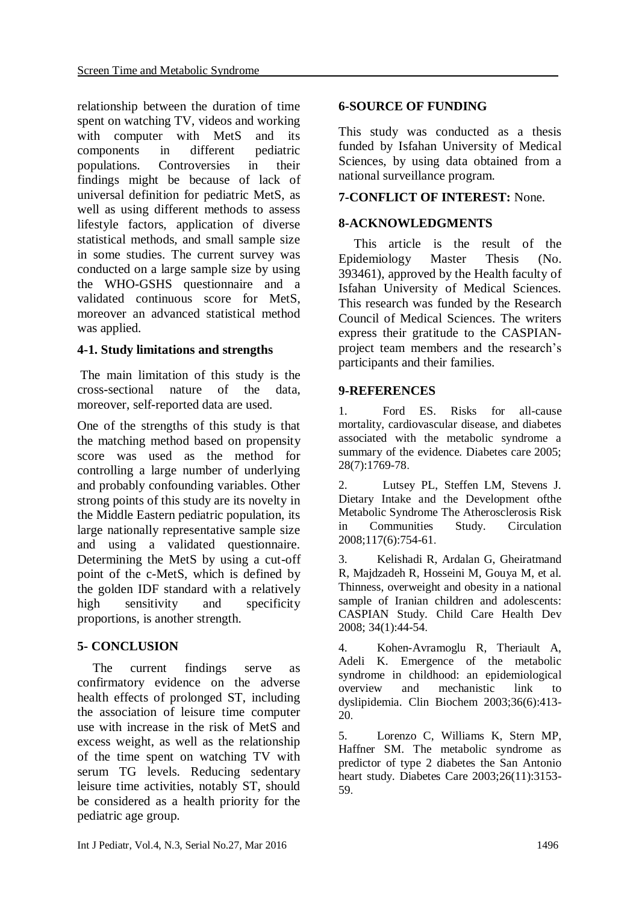relationship between the duration of time spent on watching TV, videos and working with computer with MetS and its components in different pediatric populations. Controversies in their findings might be because of lack of universal definition for pediatric MetS, as well as using different methods to assess lifestyle factors, application of diverse statistical methods, and small sample size in some studies. The current survey was conducted on a large sample size by using the WHO-GSHS questionnaire and a validated continuous score for MetS, moreover an advanced statistical method was applied.

### 4-1. Study limitations and strengths

The main limitation of this study is the cross-sectional nature of the data, moreover, self-reported data are used.

One of the strengths of this study is that the matching method based on propensity score was used as the method for controlling a large number of underlying and probably confounding variables. Other strong points of this study are its novelty in the Middle Eastern pediatric population, its large nationally representative sample size and using a validated questionnaire. Determining the MetS by using a cut-off point of the c-MetS, which is defined by the golden IDF standard with a relatively high sensitivity and specificity proportions, is another strength.

## 5- CONCLUSION

The current findings serve as confirmatory evidence on the adverse health effects of prolonged ST, including the association of leisure time computer use with increase in the risk of MetS and excess weight, as well as the relationship of the time spent on watching TV with serum TG levels. Reducing sedentary leisure time activities, notably ST, should be considered as a health priority for the pediatric age group.

## 6-SOURCE OF FUNDING

This study was conducted as a thesis funded by Isfahan University of Medical Sciences, by using data obtained from a national surveillance program.

## 7-CONFLICT OF INTEREST: None.

## 8-ACKNOWLEDGMENTS

This article is the result of the Epidemiology Master Thesis (No. 393461), approved by the Health faculty of Isfahan University of Medical Sciences. This research was funded by the Research Council of Medical Sciences. The writers express their gratitude to the CASPIAN-project team members and the research's participants and their families.

## 9-REFERENCES

1. Ford ES. Risks for all-cause mortality, cardiovascular disease, and diabetes associated with the metabolic syndrome a summary of the evidence. Diabetes care 2005; 28(7):1769-78.

2. Lutsey PL, Steffen LM, Stevens J. Dietary Intake and the Development ofthe Metabolic Syndrome The Atherosclerosis Risk in Communities Study. Circulation 2008;117(6):754-61.

3. Kelishadi R, Ardalan G, Gheiratmand R, Majdzadeh R, Hosseini M, Gouya M, et al. Thinness, overweight and obesity in a national sample of Iranian children and adolescents: CASPIAN Study. Child Care Health Dev 2008; 34(1):44-54.

4. Kohen-Avramoglu R, Theriault A, Adeli K. Emergence of the metabolic syndrome in childhood: an epidemiological overview and mechanistic link to dyslipidemia. Clin Biochem 2003;36(6):413-20.

5. Lorenzo C, Williams K, Stern MP, Haffner SM. The metabolic syndrome as predictor of type 2 diabetes the San Antonio heart study. Diabetes Care 2003;26(11):3153-59.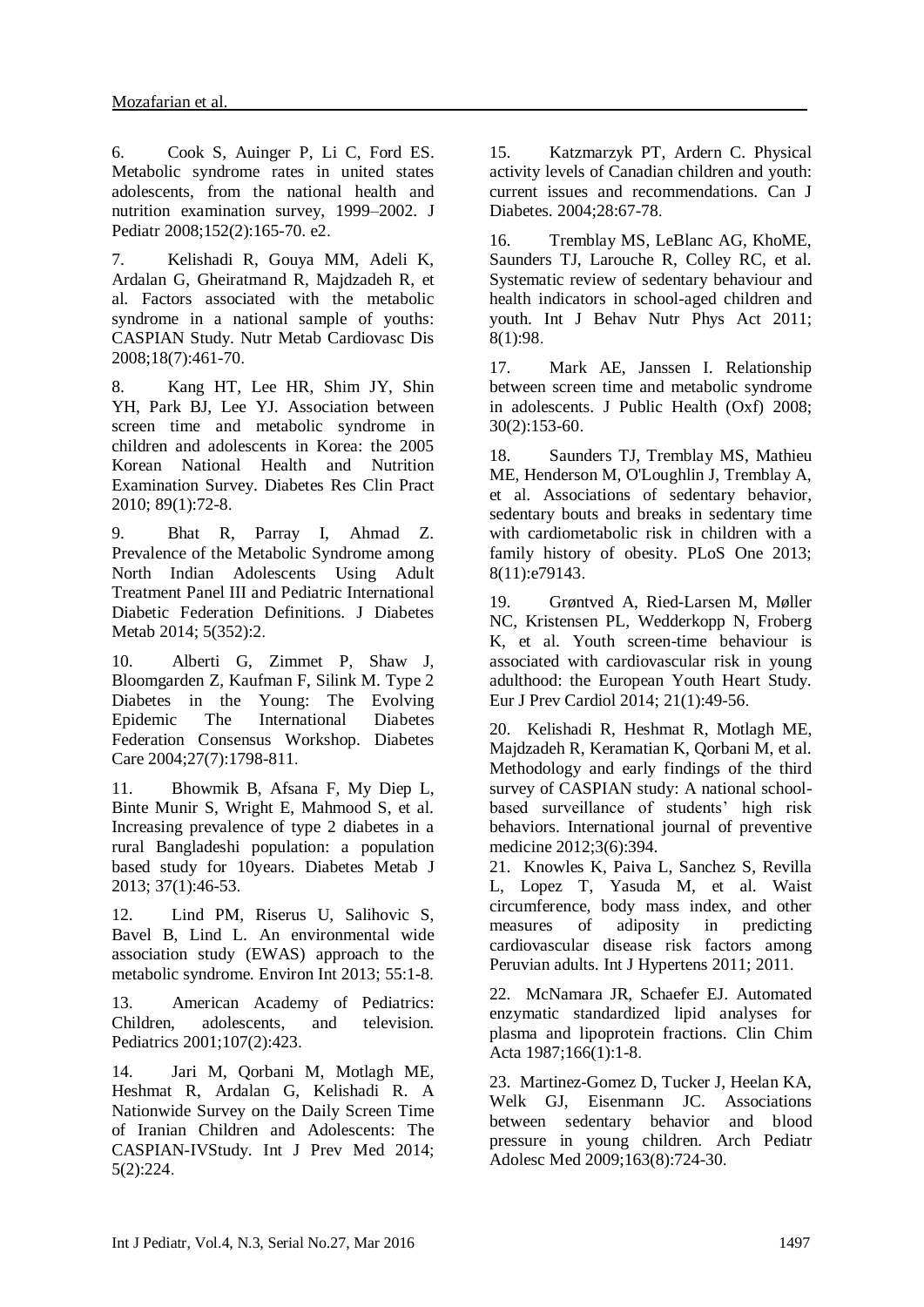6. Cook S, Auinger P, Li C, Ford ES. Metabolic syndrome rates in united states adolescents, from the national health and nutrition examination survey, 1999–2002. J Pediatr 2008;152(2):165-70. e2.

7. Kelishadi R, Gouya MM, Adeli K, Ardalan G, Gheiratmand R, Majdzadeh R, et al. Factors associated with the metabolic syndrome in a national sample of youths: CASPIAN Study. Nutr Metab Cardiovasc Dis 2008;18(7):461-70.

8. Kang HT, Lee HR, Shim JY, Shin YH, Park BJ, Lee YJ. Association between screen time and metabolic syndrome in children and adolescents in Korea: the 2005 Korean National Health and Nutrition Examination Survey. Diabetes Res Clin Pract 2010; 89(1):72-8.

9. Bhat R, Parray I, Ahmad Z. Prevalence of the Metabolic Syndrome among North Indian Adolescents Using Adult Treatment Panel III and Pediatric International Diabetic Federation Definitions. J Diabetes Metab 2014; 5(352):2.

10. Alberti G, Zimmet P, Shaw J, Bloomgarden Z, Kaufman F, Silink M. Type 2 Diabetes in the Young: The Evolving Epidemic The International Diabetes Federation Consensus Workshop. Diabetes Care 2004;27(7):1798-811.

11. Bhowmik B, Afsana F, My Diep L, Binte Munir S, Wright E, Mahmood S, et al. Increasing prevalence of type 2 diabetes in a rural Bangladeshi population: a population based study for 10years. Diabetes Metab J 2013; 37(1):46-53.

12. Lind PM, Riserus U, Salihovic S, Bavel B, Lind L. An environmental wide association study (EWAS) approach to the metabolic syndrome. Environ Int 2013; 55:1-8.

13. American Academy of Pediatrics: Children, adolescents, and television. Pediatrics 2001;107(2):423.

14. Jari M, Qorbani M, Motlagh ME, Heshmat R, Ardalan G, Kelishadi R. A Nationwide Survey on the Daily Screen Time of Iranian Children and Adolescents: The CASPIAN-IVStudy. Int J Prev Med 2014; 5(2):224.

15. Katzmarzyk PT, Ardern C. Physical activity levels of Canadian children and youth: current issues and recommendations. Can J Diabetes. 2004;28:67-78.

16. Tremblay MS, LeBlanc AG, KhoME, Saunders TJ, Larouche R, Colley RC, et al. Systematic review of sedentary behaviour and health indicators in school-aged children and youth. Int J Behav Nutr Phys Act 2011; 8(1):98.

17. Mark AE, Janssen I. Relationship between screen time and metabolic syndrome in adolescents. J Public Health (Oxf) 2008; 30(2):153-60.

18. Saunders TJ, Tremblay MS, Mathieu ME, Henderson M, O'Loughlin J, Tremblay A, et al. Associations of sedentary behavior, sedentary bouts and breaks in sedentary time with cardiometabolic risk in children with a family history of obesity. PLoS One 2013; 8(11):e79143.

19. Grøntved A, Ried-Larsen M, Møller NC, Kristensen PL, Wedderkopp N, Froberg K, et al. Youth screen-time behaviour is associated with cardiovascular risk in young adulthood: the European Youth Heart Study. Eur J Prev Cardiol 2014; 21(1):49-56.

20. Kelishadi R, Heshmat R, Motlagh ME, Majdzadeh R, Keramatian K, Qorbani M, et al. Methodology and early findings of the third survey of CASPIAN study: A national school-based surveillance of students' high risk behaviors. International journal of preventive medicine 2012;3(6):394.

21. Knowles K, Paiva L, Sanchez S, Revilla L, Lopez T, Yasuda M, et al. Waist circumference, body mass index, and other measures of adiposity in predicting cardiovascular disease risk factors among Peruvian adults. Int J Hypertens 2011; 2011.

22. McNamara JR, Schaefer EJ. Automated enzymatic standardized lipid analyses for plasma and lipoprotein fractions. Clin Chim Acta 1987;166(1):1-8.

23. Martinez-Gomez D, Tucker J, Heelan KA, Welk GJ, Eisenmann JC. Associations between sedentary behavior and blood pressure in young children. Arch Pediatr Adolesc Med 2009;163(8):724-30.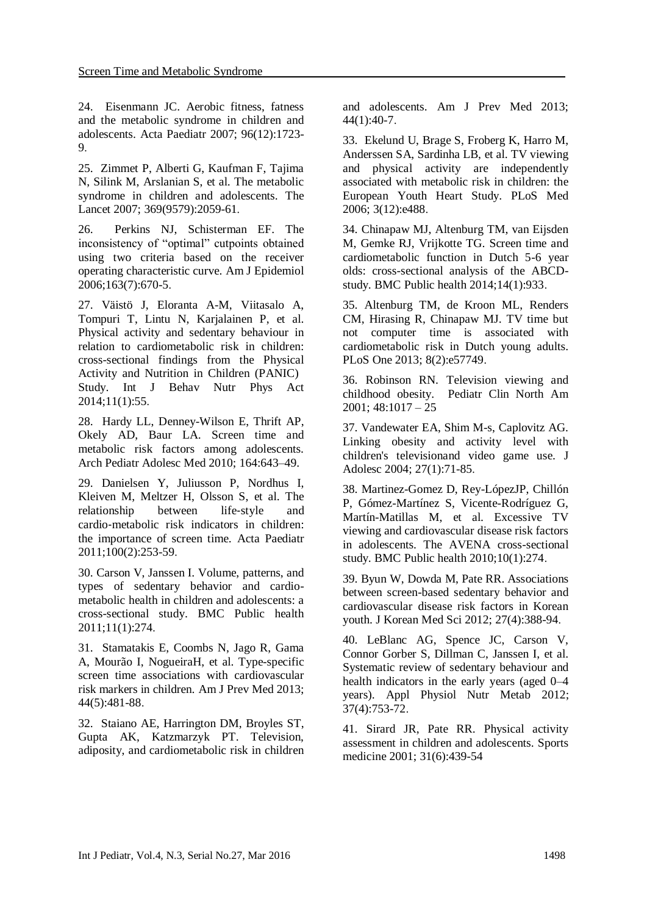24. Eisenmann JC. Aerobic fitness, fatness and the metabolic syndrome in children and adolescents. Acta Paediatr 2007; 96(12):1723-9.

25. Zimmet P, Alberti G, Kaufman F, Tajima N, Silink M, Arslanian S, et al. The metabolic syndrome in children and adolescents. The Lancet 2007; 369(9579):2059-61.

26. Perkins NJ, Schisterman EF. The inconsistency of "optimal" cutpoints obtained using two criteria based on the receiver operating characteristic curve. Am J Epidemiol 2006;163(7):670-5.

27. Väistö J, Eloranta A-M, Viitasalo A, Tompuri T, Lintu N, Karjalainen P, et al. Physical activity and sedentary behaviour in relation to cardiometabolic risk in children: cross-sectional findings from the Physical Activity and Nutrition in Children (PANIC) Study. Int J Behav Nutr Phys Act 2014;11(1):55.

28. Hardy LL, Denney-Wilson E, Thrift AP, Okely AD, Baur LA. Screen time and metabolic risk factors among adolescents. Arch Pediatr Adolesc Med 2010; 164:643–49.

29. Danielsen Y, Juliusson P, Nordhus I, Kleiven M, Meltzer H, Olsson S, et al. The relationship between life-style and cardio-metabolic risk indicators in children: the importance of screen time. Acta Paediatr 2011;100(2):253-59.

30. Carson V, Janssen I. Volume, patterns, and types of sedentary behavior and cardio-metabolic health in children and adolescents: a cross-sectional study. BMC Public health 2011;11(1):274.

31. Stamatakis E, Coombs N, Jago R, Gama A, Mourão I, NogueiraH, et al. Type-specific screen time associations with cardiovascular risk markers in children. Am J Prev Med 2013; 44(5):481-88.

32. Staiano AE, Harrington DM, Broyles ST, Gupta AK, Katzmarzyk PT. Television, adiposity, and cardiometabolic risk in children and adolescents. Am J Prev Med 2013; 44(1):40-7.

33. Ekelund U, Brage S, Froberg K, Harro M, Anderssen SA, Sardinha LB, et al. TV viewing and physical activity are independently associated with metabolic risk in children: the European Youth Heart Study. PLoS Med 2006; 3(12):e488.

34. Chinapaw MJ, Altenburg TM, van Eijsden M, Gemke RJ, Vrijkotte TG. Screen time and cardiometabolic function in Dutch 5-6 year olds: cross-sectional analysis of the ABCD-study. BMC Public health 2014;14(1):933.

35. Altenburg TM, de Kroon ML, Renders CM, Hirasing R, Chinapaw MJ. TV time but not computer time is associated with cardiometabolic risk in Dutch young adults. PLoS One 2013; 8(2):e57749.

36. Robinson RN. Television viewing and childhood obesity. Pediatr Clin North Am 2001; 48:1017 – 25

37. Vandewater EA, Shim M-s, Caplovitz AG. Linking obesity and activity level with children's televisionand video game use. J Adolesc 2004; 27(1):71-85.

38. Martinez-Gomez D, Rey-LópezJP, Chillón P, Gómez-Martínez S, Vicente-Rodríguez G, Martín-Matillas M, et al. Excessive TV viewing and cardiovascular disease risk factors in adolescents. The AVENA cross-sectional study. BMC Public health 2010;10(1):274.

39. Byun W, Dowda M, Pate RR. Associations between screen-based sedentary behavior and cardiovascular disease risk factors in Korean youth. J Korean Med Sci 2012; 27(4):388-94.

40. LeBlanc AG, Spence JC, Carson V, Connor Gorber S, Dillman C, Janssen I, et al. Systematic review of sedentary behaviour and health indicators in the early years (aged 0–4 years). Appl Physiol Nutr Metab 2012; 37(4):753-72.

41. Sirard JR, Pate RR. Physical activity assessment in children and adolescents. Sports medicine 2001; 31(6):439-54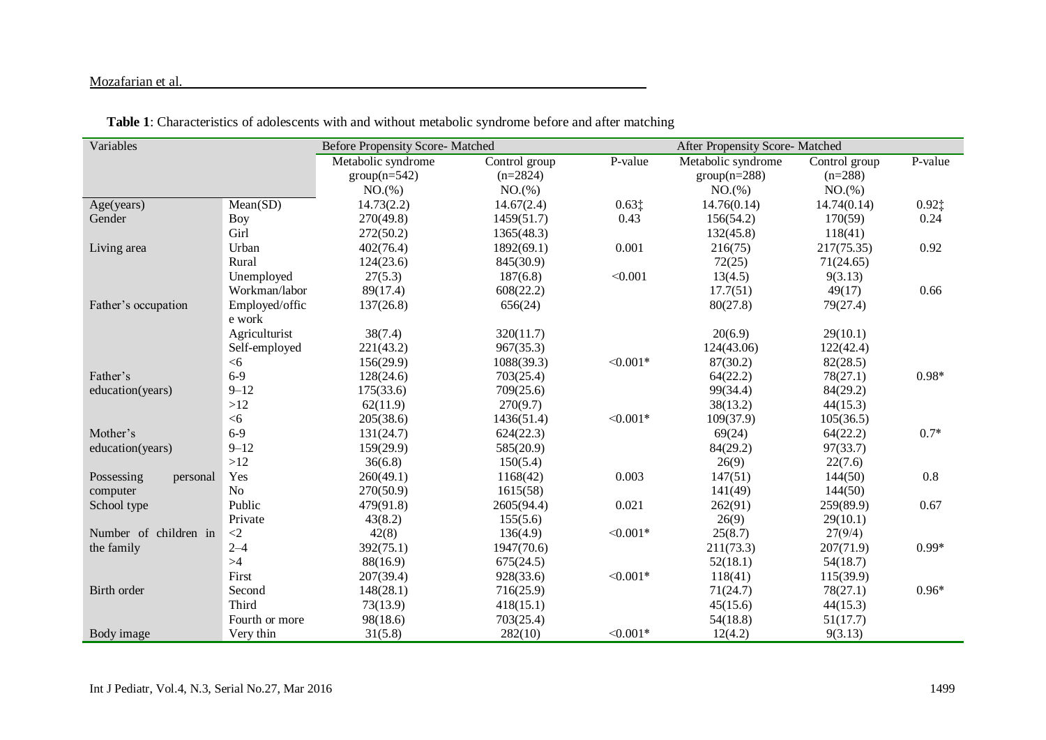**Table 1**: Characteristics of adolescents with and without metabolic syndrome before and after matching

| Variables | | Before Propensity Score- Matched | | | After Propensity Score- Matched | | |
|---|---|---|---|---|---|---|---|
| | | Metabolic syndrome group(n=542) NO.(%) | Control group (n=2824) NO.(%) | P-value | Metabolic syndrome group(n=288) NO.(%) | Control group (n=288) NO.(%) | P-value |
| Age(years) | Mean(SD) | 14.73(2.2) | 14.67(2.4) | 0.63‡ | 14.76(0.14) | 14.74(0.14) | 0.92‡ |
| Gender | Boy | 270(49.8) | 1459(51.7) | 0.43 | 156(54.2) | 170(59) | 0.24 |
| | Girl | 272(50.2) | 1365(48.3) | | 132(45.8) | 118(41) | |
| Living area | Urban | 402(76.4) | 1892(69.1) | 0.001 | 216(75) | 217(75.35) | 0.92 |
| | Rural | 124(23.6) | 845(30.9) | | 72(25) | 71(24.65) | |
| Father's occupation | Unemployed | 27(5.3) | 187(6.8) | <0.001 | 13(4.5) | 9(3.13) | 0.66 |
| | Workman/labor | 89(17.4) | 608(22.2) | | 17.7(51) | 49(17) | |
| | Employed/office work | 137(26.8) | 656(24) | | 80(27.8) | 79(27.4) | |
| | Agriculturist | 38(7.4) | 320(11.7) | | 20(6.9) | 29(10.1) | |
| | Self-employed | 221(43.2) | 967(35.3) | | 124(43.06) | 122(42.4) | |
| Father's education(years) | <6 | 156(29.9) | 1088(39.3) | <0.001* | 87(30.2) | 82(28.5) | 0.98* |
| | 6-9 | 128(24.6) | 703(25.4) | | 64(22.2) | 78(27.1) | |
| | 9–12 | 175(33.6) | 709(25.6) | | 99(34.4) | 84(29.2) | |
| | >12 | 62(11.9) | 270(9.7) | | 38(13.2) | 44(15.3) | |
| Mother's education(years) | <6 | 205(38.6) | 1436(51.4) | <0.001* | 109(37.9) | 105(36.5) | 0.7* |
| | 6-9 | 131(24.7) | 624(22.3) | | 69(24) | 64(22.2) | |
| | 9–12 | 159(29.9) | 585(20.9) | | 84(29.2) | 97(33.7) | |
| | >12 | 36(6.8) | 150(5.4) | | 26(9) | 22(7.6) | |
| Possessing personal computer | Yes | 260(49.1) | 1168(42) | 0.003 | 147(51) | 144(50) | 0.8 |
| | No | 270(50.9) | 1615(58) | | 141(49) | 144(50) | |
| School type | Public | 479(91.8) | 2605(94.4) | 0.021 | 262(91) | 259(89.9) | 0.67 |
| | Private | 43(8.2) | 155(5.6) | | 26(9) | 29(10.1) | |
| Number of children in the family | <2 | 42(8) | 136(4.9) | <0.001* | 25(8.7) | 27(9/4) | 0.99* |
| | 2–4 | 392(75.1) | 1947(70.6) | | 211(73.3) | 207(71.9) | |
| | >4 | 88(16.9) | 675(24.5) | | 52(18.1) | 54(18.7) | |
| Birth order | First | 207(39.4) | 928(33.6) | <0.001* | 118(41) | 115(39.9) | 0.96* |
| | Second | 148(28.1) | 716(25.9) | | 71(24.7) | 78(27.1) | |
| | Third | 73(13.9) | 418(15.1) | | 45(15.6) | 44(15.3) | |
| | Fourth or more | 98(18.6) | 703(25.4) | | 54(18.8) | 51(17.7) | |
| Body image | Very thin | 31(5.8) | 282(10) | <0.001* | 12(4.2) | 9(3.13) | |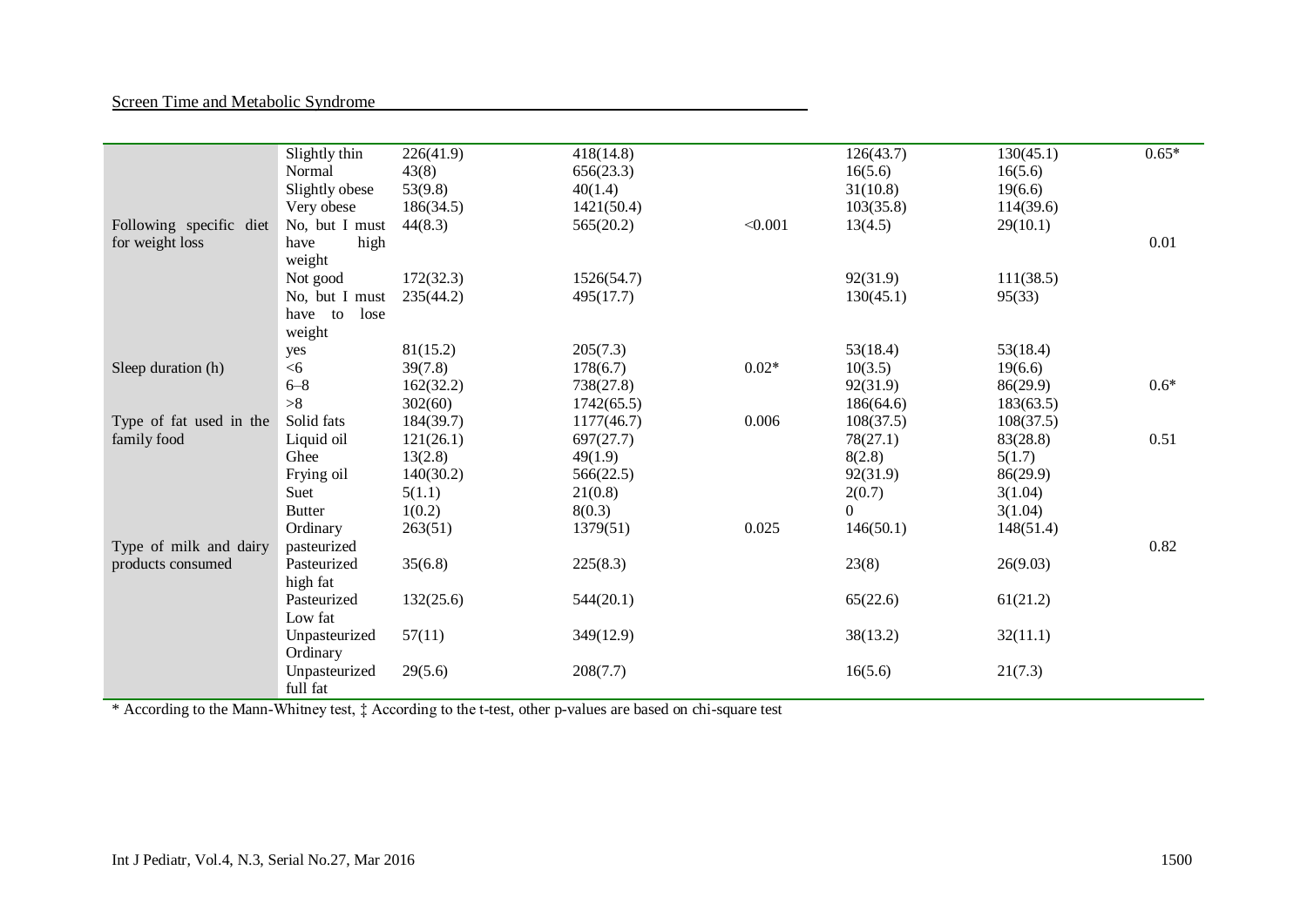| | | | | | | | |
|---|---|---|---|---|---|---|---|
| | Slightly thin | 226(41.9) | 418(14.8) | | 126(43.7) | 130(45.1) | 0.65* |
| | Normal | 43(8) | 656(23.3) | | 16(5.6) | 16(5.6) | |
| | Slightly obese | 53(9.8) | 40(1.4) | | 31(10.8) | 19(6.6) | |
| | Very obese | 186(34.5) | 1421(50.4) | | 103(35.8) | 114(39.6) | |
| Following specific diet for weight loss | No, but I must have high weight | 44(8.3) | 565(20.2) | <0.001 | 13(4.5) | 29(10.1) | 0.01 |
| | Not good | 172(32.3) | 1526(54.7) | | 92(31.9) | 111(38.5) | |
| | No, but I must have to lose weight | 235(44.2) | 495(17.7) | | 130(45.1) | 95(33) | |
| | yes | 81(15.2) | 205(7.3) | | 53(18.4) | 53(18.4) | |
| Sleep duration (h) | <6 | 39(7.8) | 178(6.7) | 0.02* | 10(3.5) | 19(6.6) | |
| | 6–8 | 162(32.2) | 738(27.8) | | 92(31.9) | 86(29.9) | 0.6* |
| | >8 | 302(60) | 1742(65.5) | | 186(64.6) | 183(63.5) | |
| Type of fat used in the family food | Solid fats | 184(39.7) | 1177(46.7) | 0.006 | 108(37.5) | 108(37.5) | |
| | Liquid oil | 121(26.1) | 697(27.7) | | 78(27.1) | 83(28.8) | 0.51 |
| | Ghee | 13(2.8) | 49(1.9) | | 8(2.8) | 5(1.7) | |
| | Frying oil | 140(30.2) | 566(22.5) | | 92(31.9) | 86(29.9) | |
| | Suet | 5(1.1) | 21(0.8) | | 2(0.7) | 3(1.04) | |
| | Butter | 1(0.2) | 8(0.3) | | 0 | 3(1.04) | |
| Type of milk and dairy products consumed | Ordinary pasteurized | 263(51) | 1379(51) | 0.025 | 146(50.1) | 148(51.4) | 0.82 |
| | Pasteurized high fat | 35(6.8) | 225(8.3) | | 23(8) | 26(9.03) | |
| | Pasteurized Low fat | 132(25.6) | 544(20.1) | | 65(22.6) | 61(21.2) | |
| | Unpasteurized Ordinary | 57(11) | 349(12.9) | | 38(13.2) | 32(11.1) | |
| | Unpasteurized full fat | 29(5.6) | 208(7.7) | | 16(5.6) | 21(7.3) | |

* According to the Mann-Whitney test, ‡ According to the t-test, other p-values are based on chi-square test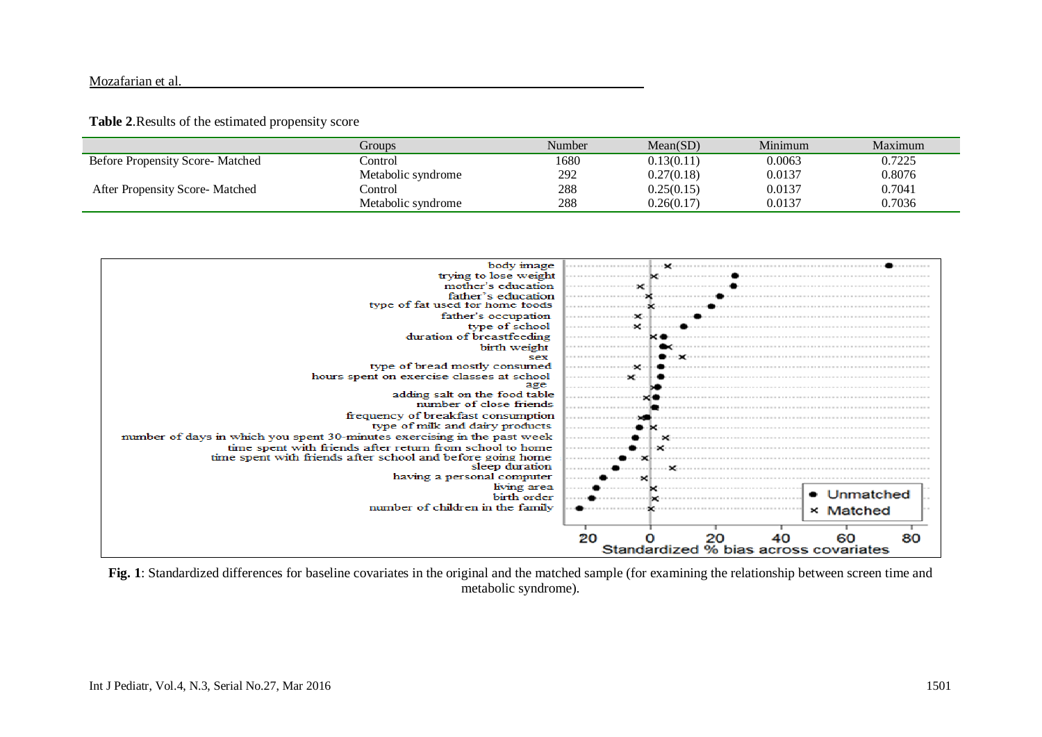**Table 2**.Results of the estimated propensity score

| | Groups | Number | Mean(SD) | Minimum | Maximum |
|---|---|---|---|---|---|
| Before Propensity Score- Matched | Control | 1680 | 0.13(0.11) | 0.0063 | 0.7225 |
| | Metabolic syndrome | 292 | 0.27(0.18) | 0.0137 | 0.8076 |
| After Propensity Score- Matched | Control | 288 | 0.25(0.15) | 0.0137 | 0.7041 |
| | Metabolic syndrome | 288 | 0.26(0.17) | 0.0137 | 0.7036 |

**Fig. 1**: Standardized differences for baseline covariates in the original and the matched sample (for examining the relationship between screen time and metabolic syndrome).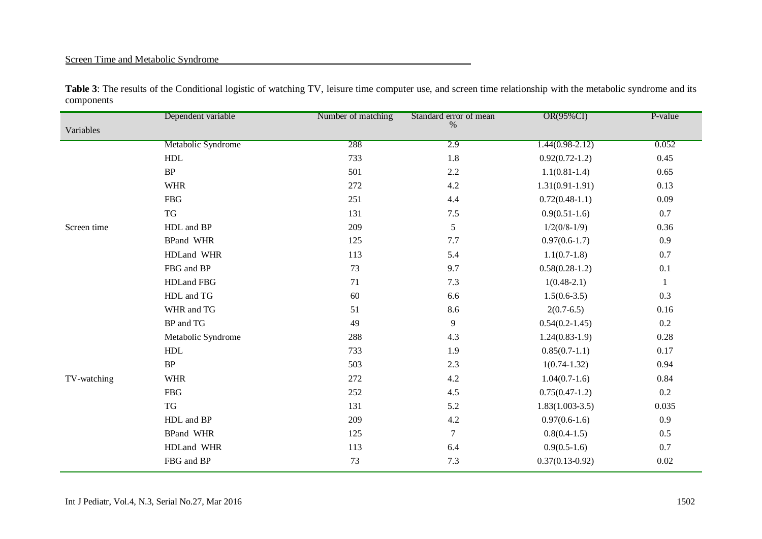**Table 3**: The results of the Conditional logistic of watching TV, leisure time computer use, and screen time relationship with the metabolic syndrome and its components

| Variables | Dependent variable | Number of matching | Standard error of mean % | OR(95%CI) | P-value |
|---|---|---|---|---|---|
| Screen time | Metabolic Syndrome | 288 | 2.9 | 1.44(0.98-2.12) | 0.052 |
| | HDL | 733 | 1.8 | 0.92(0.72-1.2) | 0.45 |
| | BP | 501 | 2.2 | 1.1(0.81-1.4) | 0.65 |
| | WHR | 272 | 4.2 | 1.31(0.91-1.91) | 0.13 |
| | FBG | 251 | 4.4 | 0.72(0.48-1.1) | 0.09 |
| | TG | 131 | 7.5 | 0.9(0.51-1.6) | 0.7 |
| | HDL and BP | 209 | 5 | 1/2(0/8-1/9) | 0.36 |
| | BPand WHR | 125 | 7.7 | 0.97(0.6-1.7) | 0.9 |
| | HDLand WHR | 113 | 5.4 | 1.1(0.7-1.8) | 0.7 |
| | FBG and BP | 73 | 9.7 | 0.58(0.28-1.2) | 0.1 |
| | HDLand FBG | 71 | 7.3 | 1(0.48-2.1) | 1 |
| | HDL and TG | 60 | 6.6 | 1.5(0.6-3.5) | 0.3 |
| | WHR and TG | 51 | 8.6 | 2(0.7-6.5) | 0.16 |
| | BP and TG | 49 | 9 | 0.54(0.2-1.45) | 0.2 |
| TV-watching | Metabolic Syndrome | 288 | 4.3 | 1.24(0.83-1.9) | 0.28 |
| | HDL | 733 | 1.9 | 0.85(0.7-1.1) | 0.17 |
| | BP | 503 | 2.3 | 1(0.74-1.32) | 0.94 |
| | WHR | 272 | 4.2 | 1.04(0.7-1.6) | 0.84 |
| | FBG | 252 | 4.5 | 0.75(0.47-1.2) | 0.2 |
| | TG | 131 | 5.2 | 1.83(1.003-3.5) | 0.035 |
| | HDL and BP | 209 | 4.2 | 0.97(0.6-1.6) | 0.9 |
| | BPand WHR | 125 | 7 | 0.8(0.4-1.5) | 0.5 |
| | HDLand WHR | 113 | 6.4 | 0.9(0.5-1.6) | 0.7 |
| | FBG and BP | 73 | 7.3 | 0.37(0.13-0.92) | 0.02 |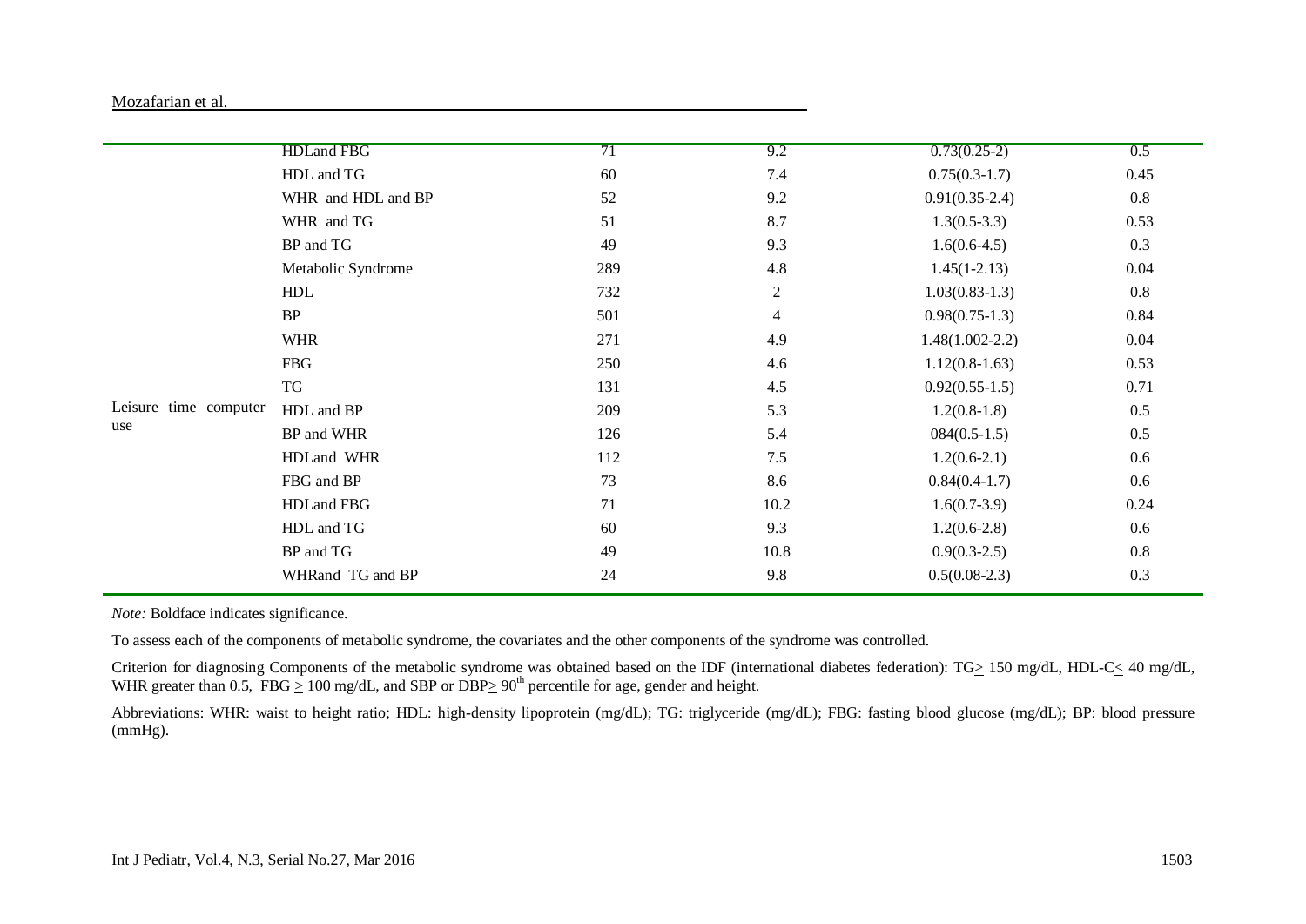| | | | | | |
|---|---|---|---|---|---|
| | HDLand FBG | 71 | 9.2 | 0.73(0.25-2) | 0.5 |
| | HDL and TG | 60 | 7.4 | 0.75(0.3-1.7) | 0.45 |
| | WHR and HDL and BP | 52 | 9.2 | 0.91(0.35-2.4) | 0.8 |
| | WHR and TG | 51 | 8.7 | 1.3(0.5-3.3) | 0.53 |
| | BP and TG | 49 | 9.3 | 1.6(0.6-4.5) | 0.3 |
| Leisure time computer use | Metabolic Syndrome | 289 | 4.8 | 1.45(1-2.13) | 0.04 |
| | HDL | 732 | 2 | 1.03(0.83-1.3) | 0.8 |
| | BP | 501 | 4 | 0.98(0.75-1.3) | 0.84 |
| | WHR | 271 | 4.9 | 1.48(1.002-2.2) | 0.04 |
| | FBG | 250 | 4.6 | 1.12(0.8-1.63) | 0.53 |
| | TG | 131 | 4.5 | 0.92(0.55-1.5) | 0.71 |
| | HDL and BP | 209 | 5.3 | 1.2(0.8-1.8) | 0.5 |
| | BP and WHR | 126 | 5.4 | 084(0.5-1.5) | 0.5 |
| | HDLand WHR | 112 | 7.5 | 1.2(0.6-2.1) | 0.6 |
| | FBG and BP | 73 | 8.6 | 0.84(0.4-1.7) | 0.6 |
| | HDLand FBG | 71 | 10.2 | 1.6(0.7-3.9) | 0.24 |
| | HDL and TG | 60 | 9.3 | 1.2(0.6-2.8) | 0.6 |
| | BP and TG | 49 | 10.8 | 0.9(0.3-2.5) | 0.8 |
| | WHRand TG and BP | 24 | 9.8 | 0.5(0.08-2.3) | 0.3 |

*Note:* Boldface indicates significance.

To assess each of the components of metabolic syndrome, the covariates and the other components of the syndrome was controlled.

Criterion for diagnosing Components of the metabolic syndrome was obtained based on the IDF (international diabetes federation): TG$\geq$ 150 mg/dL, HDL-C$\leq$ 40 mg/dL, WHR greater than 0.5, FBG $\geq$ 100 mg/dL, and SBP or DBP$\geq$ $90^{th}$ percentile for age, gender and height.

Abbreviations: WHR: waist to height ratio; HDL: high-density lipoprotein (mg/dL); TG: triglyceride (mg/dL); FBG: fasting blood glucose (mg/dL); BP: blood pressure (mmHg).